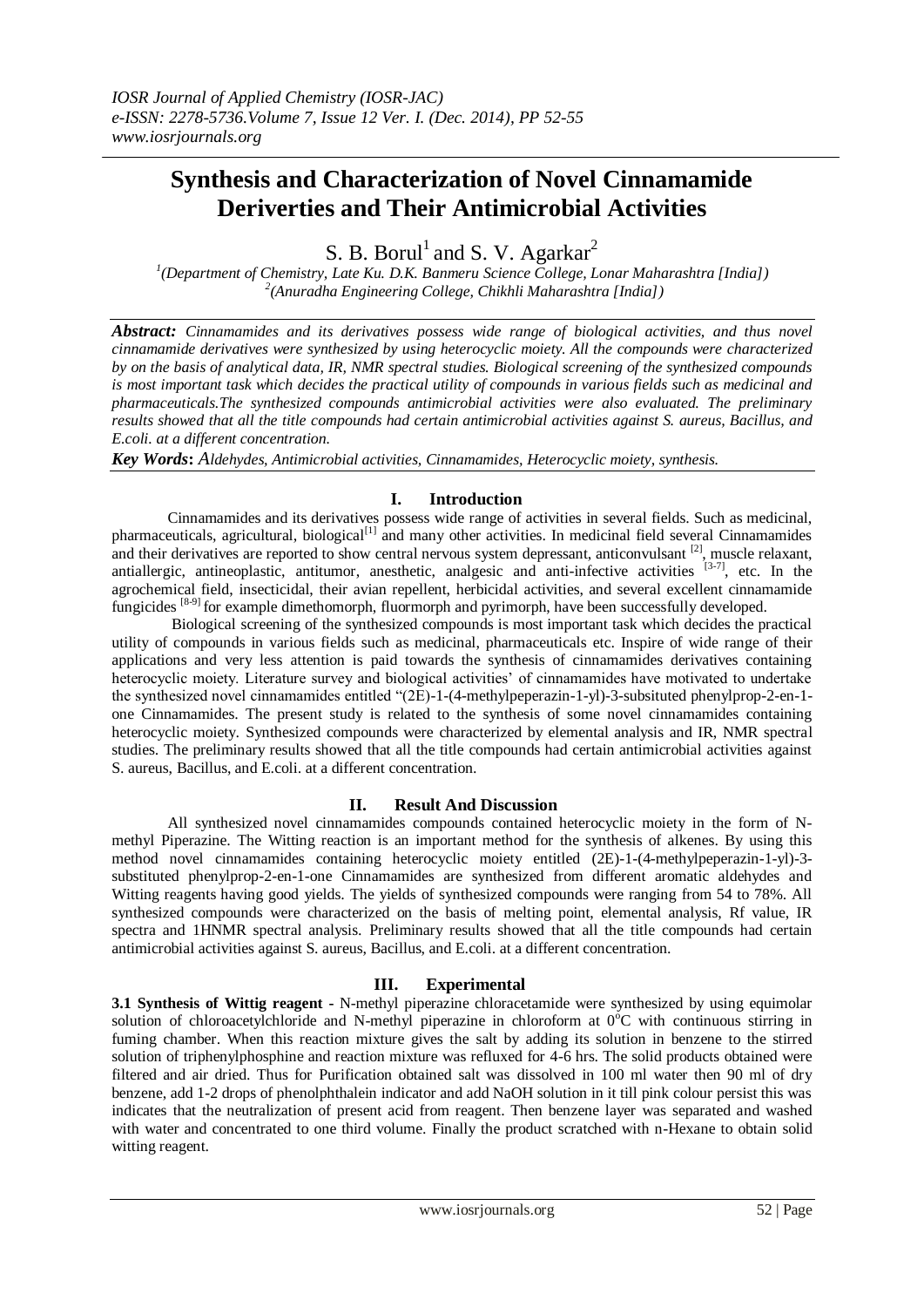*IOSR Journal of Applied Chemistry (IOSR-JAC)*
*e-ISSN: 2278-5736.Volume 7, Issue 12 Ver. I. (Dec. 2014), PP 52-55*
*www.iosrjournals.org*

# Synthesis and Characterization of Novel Cinnamamide Deriverties and Their Antimicrobial Activities

S. B. Borul[1] and S. V. Agarkar[2]

*[1](Department of Chemistry, Late Ku. D.K. Banmeru Science College, Lonar Maharashtra [India])*
*[2](Anuradha Engineering College, Chikhli Maharashtra [India])*

***Abstract:*** *Cinnamamides and its derivatives possess wide range of biological activities, and thus novel cinnamamide derivatives were synthesized by using heterocyclic moiety. All the compounds were characterized by on the basis of analytical data, IR, NMR spectral studies. Biological screening of the synthesized compounds is most important task which decides the practical utility of compounds in various fields such as medicinal and pharmaceuticals.The synthesized compounds antimicrobial activities were also evaluated. The preliminary results showed that all the title compounds had certain antimicrobial activities against S. aureus, Bacillus, and E.coli. at a different concentration.*

***Key Words*: *Aldehydes, Antimicrobial activities, Cinnamamides, Heterocyclic moiety, synthesis.***

## I. Introduction

Cinnamamides and its derivatives possess wide range of activities in several fields. Such as medicinal, pharmaceuticals, agricultural, biological[1] and many other activities. In medicinal field several Cinnamamides and their derivatives are reported to show central nervous system depressant, anticonvulsant [2], muscle relaxant, antiallergic, antineoplastic, antitumor, anesthetic, analgesic and anti-infective activities [3-7], etc. In the agrochemical field, insecticidal, their avian repellent, herbicidal activities, and several excellent cinnamamide fungicides [8-9] for example dimethomorph, fluormorph and pyrimorph, have been successfully developed.

Biological screening of the synthesized compounds is most important task which decides the practical utility of compounds in various fields such as medicinal, pharmaceuticals etc. Inspire of wide range of their applications and very less attention is paid towards the synthesis of cinnamamides derivatives containing heterocyclic moiety. Literature survey and biological activities' of cinnamamides have motivated to undertake the synthesized novel cinnamamides entitled "(2E)-1-(4-methylpeperazin-1-yl)-3-subsituted phenylprop-2-en-1-one Cinnamamides. The present study is related to the synthesis of some novel cinnamamides containing heterocyclic moiety. Synthesized compounds were characterized by elemental analysis and IR, NMR spectral studies. The preliminary results showed that all the title compounds had certain antimicrobial activities against S. aureus, Bacillus, and E.coli. at a different concentration.

## II. Result And Discussion

All synthesized novel cinnamamides compounds contained heterocyclic moiety in the form of N-methyl Piperazine. The Witting reaction is an important method for the synthesis of alkenes. By using this method novel cinnamamides containing heterocyclic moiety entitled (2E)-1-(4-methylpeperazin-1-yl)-3-substituted phenylprop-2-en-1-one Cinnamamides are synthesized from different aromatic aldehydes and Witting reagents having good yields. The yields of synthesized compounds were ranging from 54 to 78%. All synthesized compounds were characterized on the basis of melting point, elemental analysis, Rf value, IR spectra and 1HNMR spectral analysis. Preliminary results showed that all the title compounds had certain antimicrobial activities against S. aureus, Bacillus, and E.coli. at a different concentration.

## III. Experimental

**3.1 Synthesis of Wittig reagent -** N-methyl piperazine chloracetamide were synthesized by using equimolar solution of chloroacetylchloride and N-methyl piperazine in chloroform at $0^oC$ with continuous stirring in fuming chamber. When this reaction mixture gives the salt by adding its solution in benzene to the stirred solution of triphenylphosphine and reaction mixture was refluxed for 4-6 hrs. The solid products obtained were filtered and air dried. Thus for Purification obtained salt was dissolved in 100 ml water then 90 ml of dry benzene, add 1-2 drops of phenolphthalein indicator and add NaOH solution in it till pink colour persist this was indicates that the neutralization of present acid from reagent. Then benzene layer was separated and washed with water and concentrated to one third volume. Finally the product scratched with n-Hexane to obtain solid witting reagent.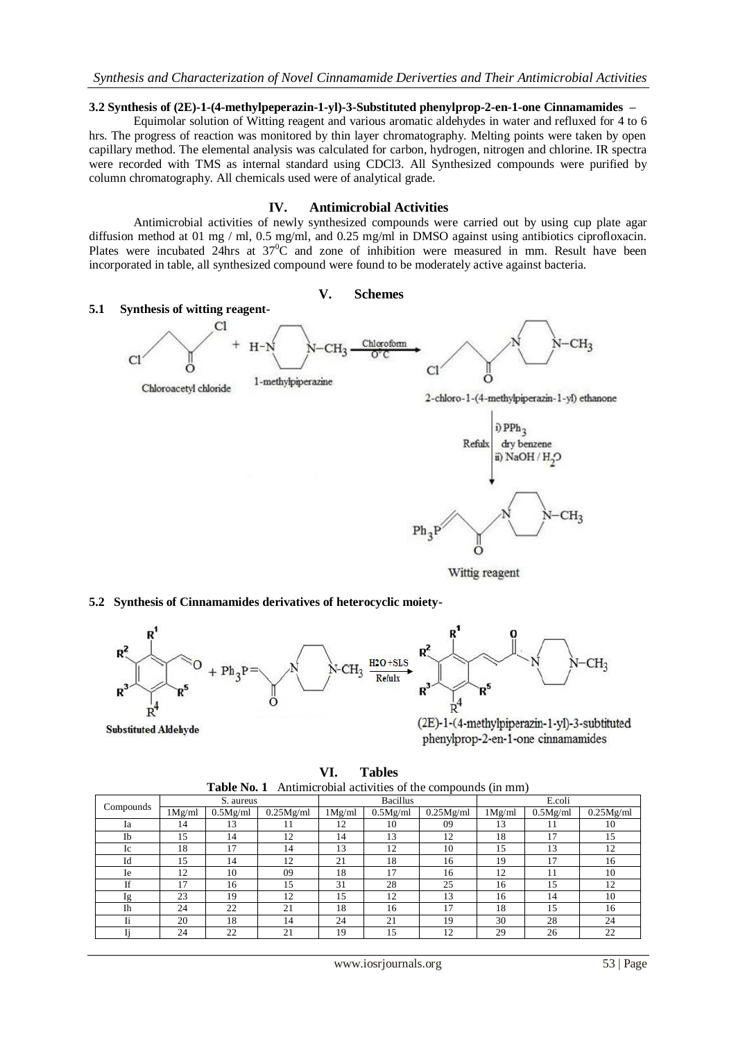**3.2 Synthesis of (2E)-1-(4-methylpeperazin-1-yl)-3-Substituted phenylprop-2-en-1-one Cinnamamides –**

Equimolar solution of Witting reagent and various aromatic aldehydes in water and refluxed for 4 to 6 hrs. The progress of reaction was monitored by thin layer chromatography. Melting points were taken by open capillary method. The elemental analysis was calculated for carbon, hydrogen, nitrogen and chlorine. IR spectra were recorded with TMS as internal standard using CDCl3. All Synthesized compounds were purified by column chromatography. All chemicals used were of analytical grade.

## IV. Antimicrobial Activities

Antimicrobial activities of newly synthesized compounds were carried out by using cup plate agar diffusion method at 01 mg / ml, 0.5 mg/ml, and 0.25 mg/ml in DMSO against using antibiotics ciprofloxacin. Plates were incubated 24hrs at $37^0$C and zone of inhibition were measured in mm. Result have been incorporated in table, all synthesized compound were found to be moderately active against bacteria.

## V. Schemes

**5.1 Synthesis of witting reagent-**

Chloroacetyl chloride + 1-methylpiperazine —(Chloroform, 0°C)→ 2-chloro-1-(4-methylpiperazin-1-yl) ethanone —(Refulx; i) $PPh_3$ dry benzene; ii) NaOH / $H_2O$)→ Wittig reagent

**5.2 Synthesis of Cinnamamides derivatives of heterocyclic moiety-**

Substituted Aldehyde + Wittig reagent —($H_2O$ + SLS, Refulx)→ (2E)-1-(4-methylpiperazin-1-yl)-3-subtituted phenylprop-2-en-1-one cinnamamides

## VI. Tables

**Table No. 1** Antimicrobial activities of the compounds (in mm)

| Compounds | S. aureus | | | Bacillus | | | E.coli | | |
|---|---|---|---|---|---|---|---|---|---|
| | 1Mg/ml | 0.5Mg/ml | 0.25Mg/ml | 1Mg/ml | 0.5Mg/ml | 0.25Mg/ml | 1Mg/ml | 0.5Mg/ml | 0.25Mg/ml |
| Ia | 14 | 13 | 11 | 12 | 10 | 09 | 13 | 11 | 10 |
| Ib | 15 | 14 | 12 | 14 | 13 | 12 | 18 | 17 | 15 |
| Ic | 18 | 17 | 14 | 13 | 12 | 10 | 15 | 13 | 12 |
| Id | 15 | 14 | 12 | 21 | 18 | 16 | 19 | 17 | 16 |
| Ie | 12 | 10 | 09 | 18 | 17 | 16 | 12 | 11 | 10 |
| If | 17 | 16 | 15 | 31 | 28 | 25 | 16 | 15 | 12 |
| Ig | 23 | 19 | 12 | 15 | 12 | 13 | 16 | 14 | 10 |
| Ih | 24 | 22 | 21 | 18 | 16 | 17 | 18 | 15 | 16 |
| Ii | 20 | 18 | 14 | 24 | 21 | 19 | 30 | 28 | 24 |
| Ij | 24 | 22 | 21 | 19 | 15 | 12 | 29 | 26 | 22 |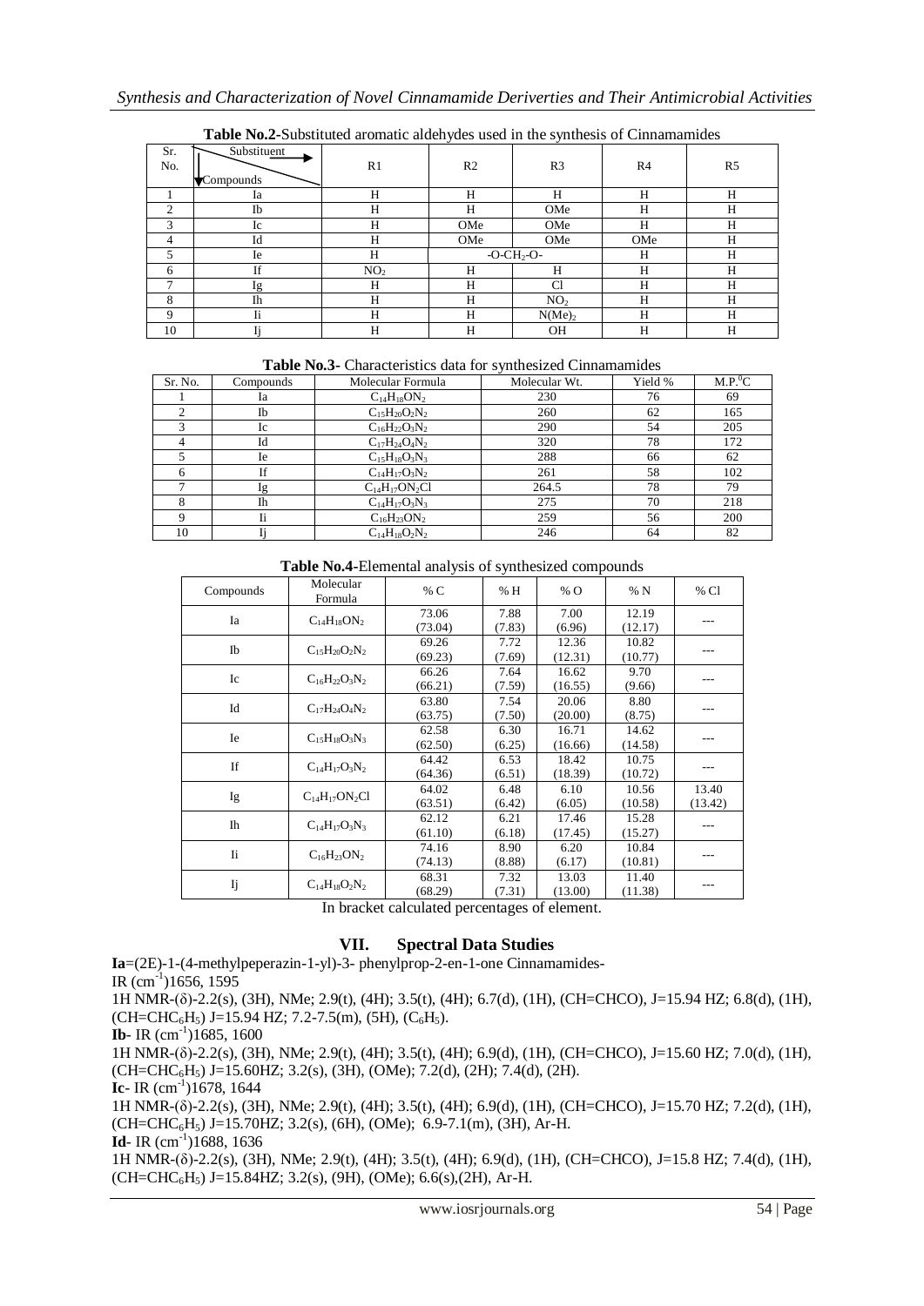**Table No.2**-Substituted aromatic aldehydes used in the synthesis of Cinnamamides

| Sr. No. | Substituent → / ↓Compounds | R1 | R2 | R3 | R4 | R5 |
|---|---|---|---|---|---|---|
| 1 | Ia | H | H | H | H | H |
| 2 | Ib | H | H | OMe | H | H |
| 3 | Ic | H | OMe | OMe | H | H |
| 4 | Id | H | OMe | OMe | OMe | H |
| 5 | Ie | H | $-O-CH_2-O-$ | | H | H |
| 6 | If | $NO_2$ | H | H | H | H |
| 7 | Ig | H | H | Cl | H | H |
| 8 | Ih | H | H | $NO_2$ | H | H |
| 9 | Ii | H | H | $N(Me)_2$ | H | H |
| 10 | Ij | H | H | OH | H | H |

**Table No.3**- Characteristics data for synthesized Cinnamamides

| Sr. No. | Compounds | Molecular Formula | Molecular Wt. | Yield % | M.P.$^0$C |
|---|---|---|---|---|---|
| 1 | Ia | $C_{14}H_{18}ON_2$ | 230 | 76 | 69 |
| 2 | Ib | $C_{15}H_{20}O_2N_2$ | 260 | 62 | 165 |
| 3 | Ic | $C_{16}H_{22}O_3N_2$ | 290 | 54 | 205 |
| 4 | Id | $C_{17}H_{24}O_4N_2$ | 320 | 78 | 172 |
| 5 | Ie | $C_{15}H_{18}O_3N_3$ | 288 | 66 | 62 |
| 6 | If | $C_{14}H_{17}O_3N_2$ | 261 | 58 | 102 |
| 7 | Ig | $C_{14}H_{17}ON_2Cl$ | 264.5 | 78 | 79 |
| 8 | Ih | $C_{14}H_{17}O_3N_3$ | 275 | 70 | 218 |
| 9 | Ii | $C_{16}H_{23}ON_2$ | 259 | 56 | 200 |
| 10 | Ij | $C_{14}H_{18}O_2N_2$ | 246 | 64 | 82 |

**Table No.4**-Elemental analysis of synthesized compounds

| Compounds | Molecular Formula | % C | % H | % O | % N | % Cl |
|---|---|---|---|---|---|---|
| Ia | $C_{14}H_{18}ON_2$ | 73.06 (73.04) | 7.88 (7.83) | 7.00 (6.96) | 12.19 (12.17) | --- |
| Ib | $C_{15}H_{20}O_2N_2$ | 69.26 (69.23) | 7.72 (7.69) | 12.36 (12.31) | 10.82 (10.77) | --- |
| Ic | $C_{16}H_{22}O_3N_2$ | 66.26 (66.21) | 7.64 (7.59) | 16.62 (16.55) | 9.70 (9.66) | --- |
| Id | $C_{17}H_{24}O_4N_2$ | 63.80 (63.75) | 7.54 (7.50) | 20.06 (20.00) | 8.80 (8.75) | --- |
| Ie | $C_{15}H_{18}O_3N_3$ | 62.58 (62.50) | 6.30 (6.25) | 16.71 (16.66) | 14.62 (14.58) | --- |
| If | $C_{14}H_{17}O_3N_2$ | 64.42 (64.36) | 6.53 (6.51) | 18.42 (18.39) | 10.75 (10.72) | --- |
| Ig | $C_{14}H_{17}ON_2Cl$ | 64.02 (63.51) | 6.48 (6.42) | 6.10 (6.05) | 10.56 (10.58) | 13.40 (13.42) |
| Ih | $C_{14}H_{17}O_3N_3$ | 62.12 (61.10) | 6.21 (6.18) | 17.46 (17.45) | 15.28 (15.27) | --- |
| Ii | $C_{16}H_{23}ON_2$ | 74.16 (74.13) | 8.90 (8.88) | 6.20 (6.17) | 10.84 (10.81) | --- |
| Ij | $C_{14}H_{18}O_2N_2$ | 68.31 (68.29) | 7.32 (7.31) | 13.03 (13.00) | 11.40 (11.38) | --- |

In bracket calculated percentages of element.

## VII. Spectral Data Studies

**Ia**=(2E)-1-(4-methylpeperazin-1-yl)-3- phenylprop-2-en-1-one Cinnamamides-
IR (cm$^{-1}$)1656, 1595
1H NMR-(δ)-2.2(s), (3H), NMe; 2.9(t), (4H); 3.5(t), (4H); 6.7(d), (1H), (CH=CHCO), J=15.94 HZ; 6.8(d), (1H), (CH=CHC$_6$H$_5$) J=15.94 HZ; 7.2-7.5(m), (5H), (C$_6$H$_5$).
**Ib**- IR (cm$^{-1}$)1685, 1600
1H NMR-(δ)-2.2(s), (3H), NMe; 2.9(t), (4H); 3.5(t), (4H); 6.9(d), (1H), (CH=CHCO), J=15.60 HZ; 7.0(d), (1H), (CH=CHC$_6$H$_5$) J=15.60HZ; 3.2(s), (3H), (OMe); 7.2(d), (2H); 7.4(d), (2H).
**Ic**- IR (cm$^{-1}$)1678, 1644
1H NMR-(δ)-2.2(s), (3H), NMe; 2.9(t), (4H); 3.5(t), (4H); 6.9(d), (1H), (CH=CHCO), J=15.70 HZ; 7.2(d), (1H), (CH=CHC$_6$H$_5$) J=15.70HZ; 3.2(s), (6H), (OMe); 6.9-7.1(m), (3H), Ar-H.
**Id**- IR (cm$^{-1}$)1688, 1636
1H NMR-(δ)-2.2(s), (3H), NMe; 2.9(t), (4H); 3.5(t), (4H); 6.9(d), (1H), (CH=CHCO), J=15.8 HZ; 7.4(d), (1H), (CH=CHC$_6$H$_5$) J=15.84HZ; 3.2(s), (9H), (OMe); 6.6(s),(2H), Ar-H.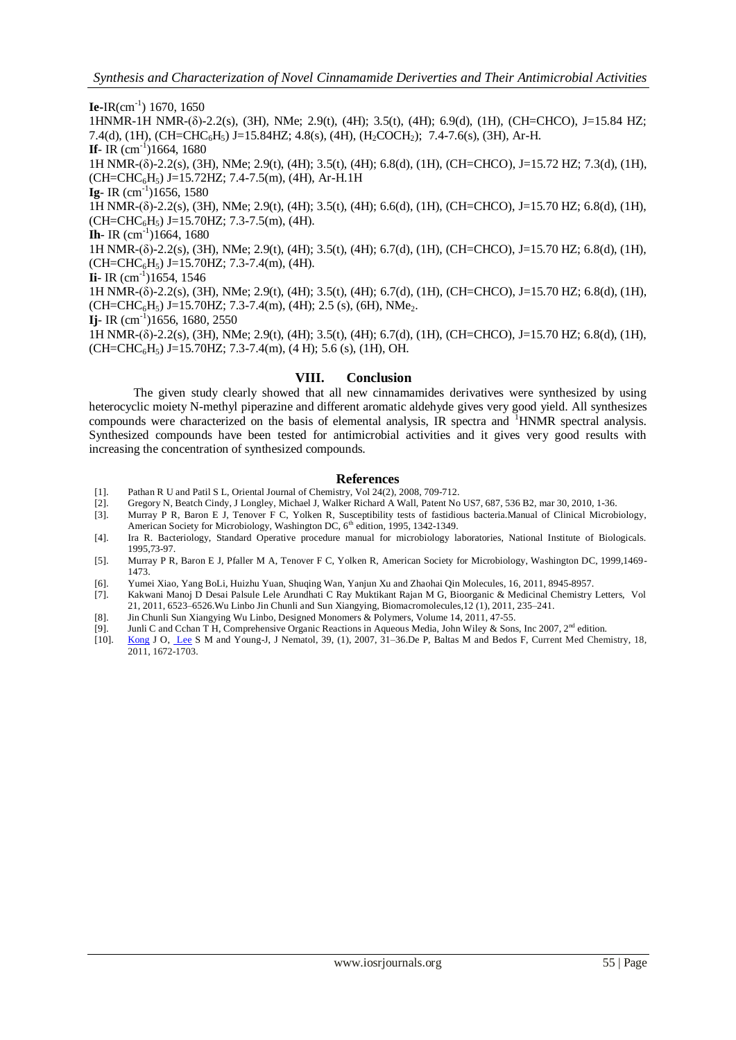**Ie**-IR($cm^{-1}$) 1670, 1650

1HNMR-1H NMR-(δ)-2.2(s), (3H), NMe; 2.9(t), (4H); 3.5(t), (4H); 6.9(d), (1H), (CH=CHCO), J=15.84 HZ; 7.4(d), (1H), ($CH=CHC_6H_5$) J=15.84HZ; 4.8(s), (4H), ($H_2COCH_2$); 7.4-7.6(s), (3H), Ar-H.

**If**- IR ($cm^{-1}$)1664, 1680

1H NMR-(δ)-2.2(s), (3H), NMe; 2.9(t), (4H); 3.5(t), (4H); 6.8(d), (1H), (CH=CHCO), J=15.72 HZ; 7.3(d), (1H), ($CH=CHC_6H_5$) J=15.72HZ; 7.4-7.5(m), (4H), Ar-H.1H

**Ig**- IR ($cm^{-1}$)1656, 1580

1H NMR-(δ)-2.2(s), (3H), NMe; 2.9(t), (4H); 3.5(t), (4H); 6.6(d), (1H), (CH=CHCO), J=15.70 HZ; 6.8(d), (1H), ($CH=CHC_6H_5$) J=15.70HZ; 7.3-7.5(m), (4H).

**Ih**- IR ($cm^{-1}$)1664, 1680

1H NMR-(δ)-2.2(s), (3H), NMe; 2.9(t), (4H); 3.5(t), (4H); 6.7(d), (1H), (CH=CHCO), J=15.70 HZ; 6.8(d), (1H), ($CH=CHC_6H_5$) J=15.70HZ; 7.3-7.4(m), (4H).

**Ii**- IR ($cm^{-1}$)1654, 1546

1H NMR-(δ)-2.2(s), (3H), NMe; 2.9(t), (4H); 3.5(t), (4H); 6.7(d), (1H), (CH=CHCO), J=15.70 HZ; 6.8(d), (1H), ($CH=CHC_6H_5$) J=15.70HZ; 7.3-7.4(m), (4H); 2.5 (s), (6H), $NMe_2$.

**Ij**- IR ($cm^{-1}$)1656, 1680, 2550

1H NMR-(δ)-2.2(s), (3H), NMe; 2.9(t), (4H); 3.5(t), (4H); 6.7(d), (1H), (CH=CHCO), J=15.70 HZ; 6.8(d), (1H), ($CH=CHC_6H_5$) J=15.70HZ; 7.3-7.4(m), (4 H); 5.6 (s), (1H), OH.

## VIII. Conclusion

The given study clearly showed that all new cinnamamides derivatives were synthesized by using heterocyclic moiety N-methyl piperazine and different aromatic aldehyde gives very good yield. All synthesizes compounds were characterized on the basis of elemental analysis, IR spectra and $^1$HNMR spectral analysis. Synthesized compounds have been tested for antimicrobial activities and it gives very good results with increasing the concentration of synthesized compounds.

## References

[1]. Pathan R U and Patil S L, Oriental Journal of Chemistry, Vol 24(2), 2008, 709-712.

[2]. Gregory N, Beatch Cindy, J Longley, Michael J, Walker Richard A Wall, Patent No US7, 687, 536 B2, mar 30, 2010, 1-36.

[3]. Murray P R, Baron E J, Tenover F C, Yolken R, Susceptibility tests of fastidious bacteria.Manual of Clinical Microbiology, American Society for Microbiology, Washington DC, 6th edition, 1995, 1342-1349.

[4]. Ira R. Bacteriology, Standard Operative procedure manual for microbiology laboratories, National Institute of Biologicals. 1995,73-97.

[5]. Murray P R, Baron E J, Pfaller M A, Tenover F C, Yolken R, American Society for Microbiology, Washington DC, 1999,1469-1473.

[6]. Yumei Xiao, Yang BoLi, Huizhu Yuan, Shuqing Wan, Yanjun Xu and Zhaohai Qin Molecules, 16, 2011, 8945-8957.

[7]. Kakwani Manoj D Desai Palsule Lele Arundhati C Ray Muktikant Rajan M G, Bioorganic & Medicinal Chemistry Letters, Vol 21, 2011, 6523–6526.Wu Linbo Jin Chunli and Sun Xiangying, Biomacromolecules,12 (1), 2011, 235–241.

[8]. Jin Chunli Sun Xiangying Wu Linbo, Designed Monomers & Polymers, Volume 14, 2011, 47-55.

[9]. Junli C and Cchan T H, Comprehensive Organic Reactions in Aqueous Media, John Wiley & Sons, Inc 2007, 2nd edition.

[10]. Kong J O, Lee S M and Young-J, J Nematol, 39, (1), 2007, 31–36.De P, Baltas M and Bedos F, Current Med Chemistry, 18, 2011, 1672-1703.